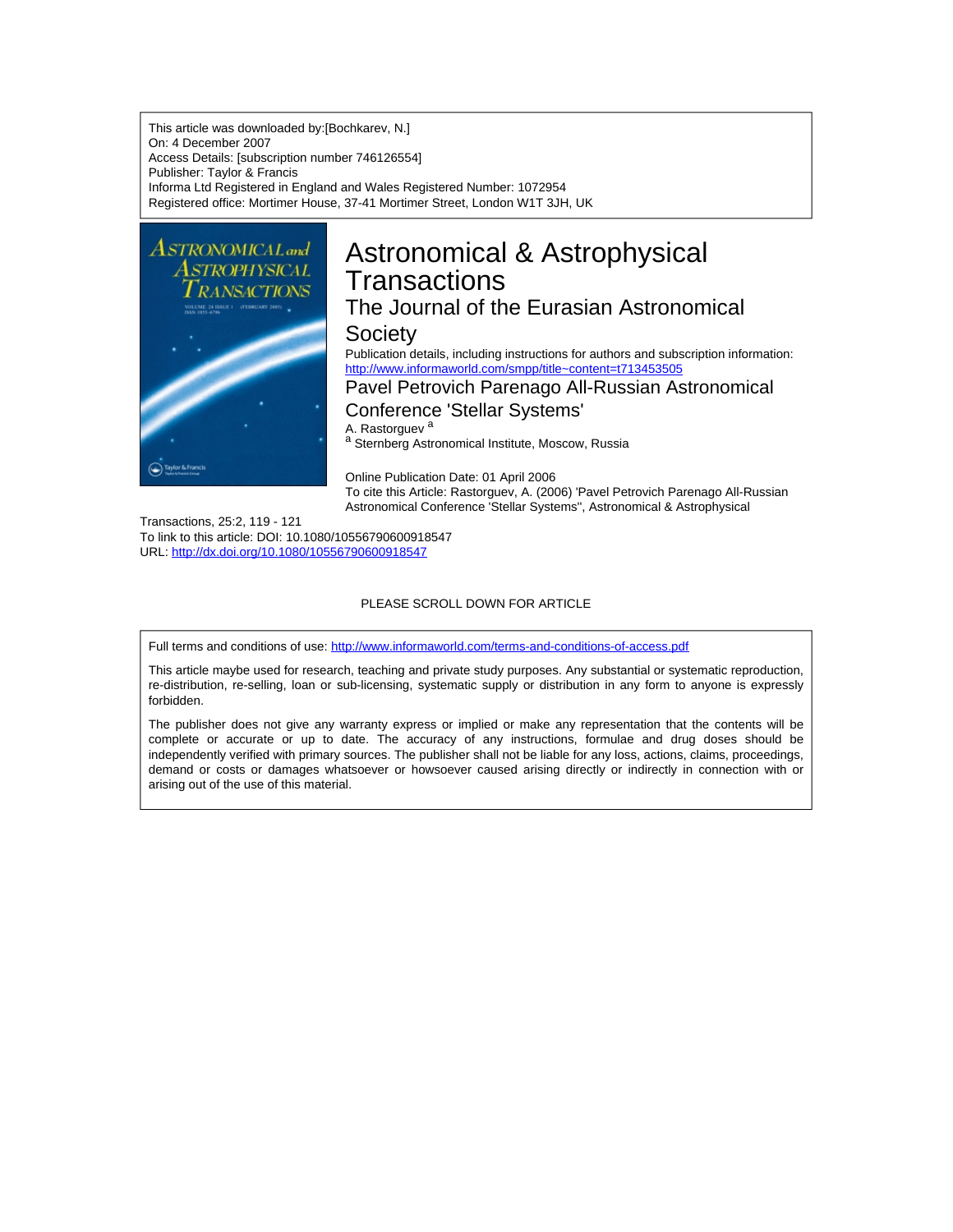This article was downloaded by:[Bochkarev, N.]
On: 4 December 2007
Access Details: [subscription number 746126554]
Publisher: Taylor & Francis
Informa Ltd Registered in England and Wales Registered Number: 1072954
Registered office: Mortimer House, 37-41 Mortimer Street, London W1T 3JH, UK

# Astronomical & Astrophysical Transactions

## The Journal of the Eurasian Astronomical Society

Publication details, including instructions for authors and subscription information:
http://www.informaworld.com/smpp/title~content=t713453505

## Pavel Petrovich Parenago All-Russian Astronomical Conference 'Stellar Systems'

A. Rastorguev [a]

[a] Sternberg Astronomical Institute, Moscow, Russia

Online Publication Date: 01 April 2006

To cite this Article: Rastorguev, A. (2006) 'Pavel Petrovich Parenago All-Russian Astronomical Conference 'Stellar Systems'', Astronomical & Astrophysical Transactions, 25:2, 119 - 121

To link to this article: DOI: 10.1080/10556790600918547
URL: http://dx.doi.org/10.1080/10556790600918547

PLEASE SCROLL DOWN FOR ARTICLE

Full terms and conditions of use: http://www.informaworld.com/terms-and-conditions-of-access.pdf

This article maybe used for research, teaching and private study purposes. Any substantial or systematic reproduction, re-distribution, re-selling, loan or sub-licensing, systematic supply or distribution in any form to anyone is expressly forbidden.

The publisher does not give any warranty express or implied or make any representation that the contents will be complete or accurate or up to date. The accuracy of any instructions, formulae and drug doses should be independently verified with primary sources. The publisher shall not be liable for any loss, actions, claims, proceedings, demand or costs or damages whatsoever or howsoever caused arising directly or indirectly in connection with or arising out of the use of this material.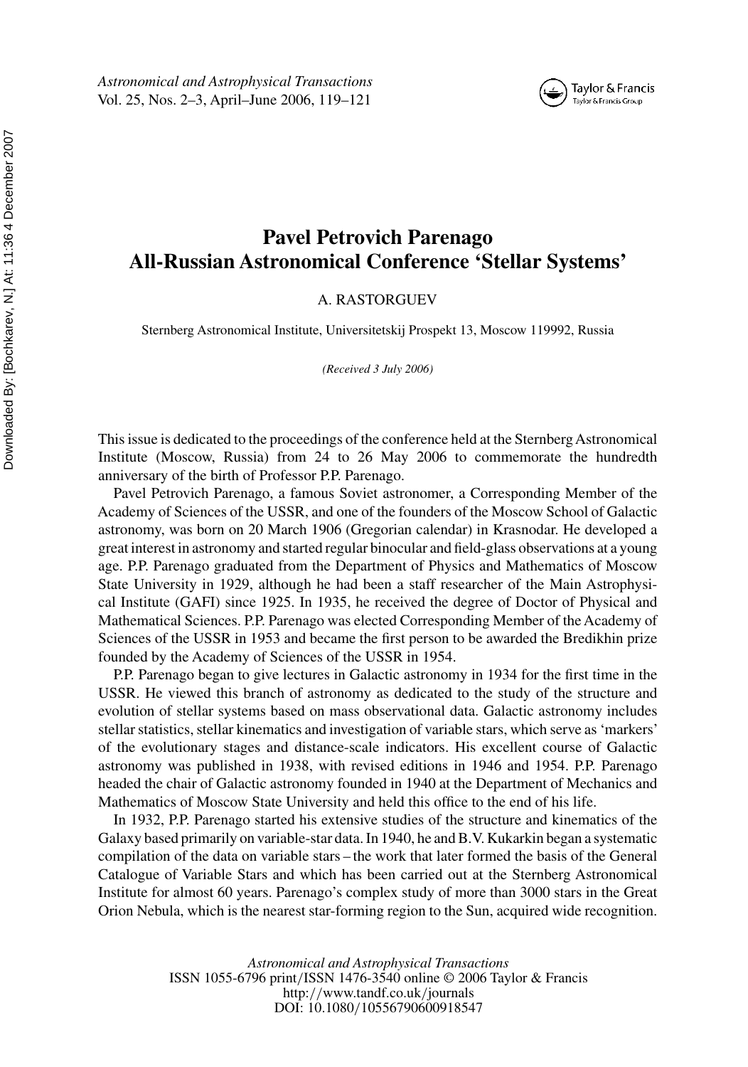# Pavel Petrovich Parenago
# All-Russian Astronomical Conference 'Stellar Systems'

A. RASTORGUEV

Sternberg Astronomical Institute, Universitetskij Prospekt 13, Moscow 119992, Russia

*(Received 3 July 2006)*

This issue is dedicated to the proceedings of the conference held at the Sternberg Astronomical Institute (Moscow, Russia) from 24 to 26 May 2006 to commemorate the hundredth anniversary of the birth of Professor P.P. Parenago.

Pavel Petrovich Parenago, a famous Soviet astronomer, a Corresponding Member of the Academy of Sciences of the USSR, and one of the founders of the Moscow School of Galactic astronomy, was born on 20 March 1906 (Gregorian calendar) in Krasnodar. He developed a great interest in astronomy and started regular binocular and field-glass observations at a young age. P.P. Parenago graduated from the Department of Physics and Mathematics of Moscow State University in 1929, although he had been a staff researcher of the Main Astrophysical Institute (GAFI) since 1925. In 1935, he received the degree of Doctor of Physical and Mathematical Sciences. P.P. Parenago was elected Corresponding Member of the Academy of Sciences of the USSR in 1953 and became the first person to be awarded the Bredikhin prize founded by the Academy of Sciences of the USSR in 1954.

P.P. Parenago began to give lectures in Galactic astronomy in 1934 for the first time in the USSR. He viewed this branch of astronomy as dedicated to the study of the structure and evolution of stellar systems based on mass observational data. Galactic astronomy includes stellar statistics, stellar kinematics and investigation of variable stars, which serve as 'markers' of the evolutionary stages and distance-scale indicators. His excellent course of Galactic astronomy was published in 1938, with revised editions in 1946 and 1954. P.P. Parenago headed the chair of Galactic astronomy founded in 1940 at the Department of Mechanics and Mathematics of Moscow State University and held this office to the end of his life.

In 1932, P.P. Parenago started his extensive studies of the structure and kinematics of the Galaxy based primarily on variable-star data. In 1940, he and B.V. Kukarkin began a systematic compilation of the data on variable stars – the work that later formed the basis of the General Catalogue of Variable Stars and which has been carried out at the Sternberg Astronomical Institute for almost 60 years. Parenago's complex study of more than 3000 stars in the Great Orion Nebula, which is the nearest star-forming region to the Sun, acquired wide recognition.

*Astronomical and Astrophysical Transactions*
ISSN 1055-6796 print/ISSN 1476-3540 online © 2006 Taylor & Francis
http://www.tandf.co.uk/journals
DOI: 10.1080/10556790600918547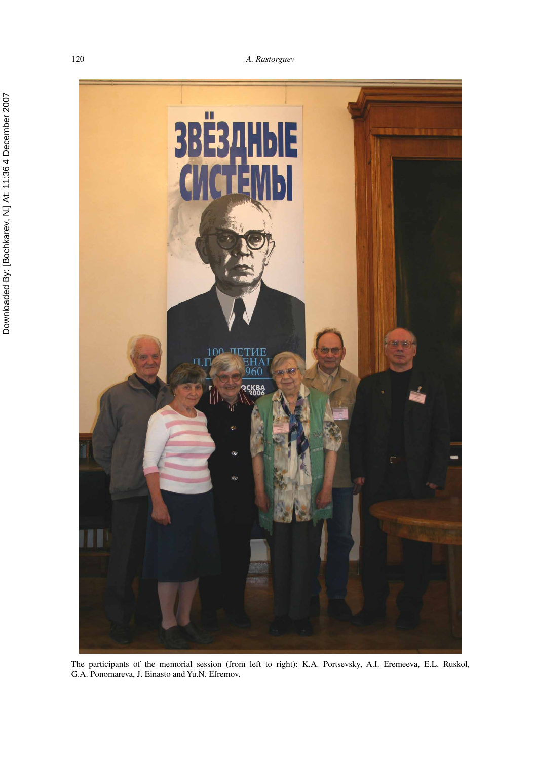The participants of the memorial session (from left to right): K.A. Portsevsky, A.I. Eremeeva, E.L. Ruskol, G.A. Ponomareva, J. Einasto and Yu.N. Efremov.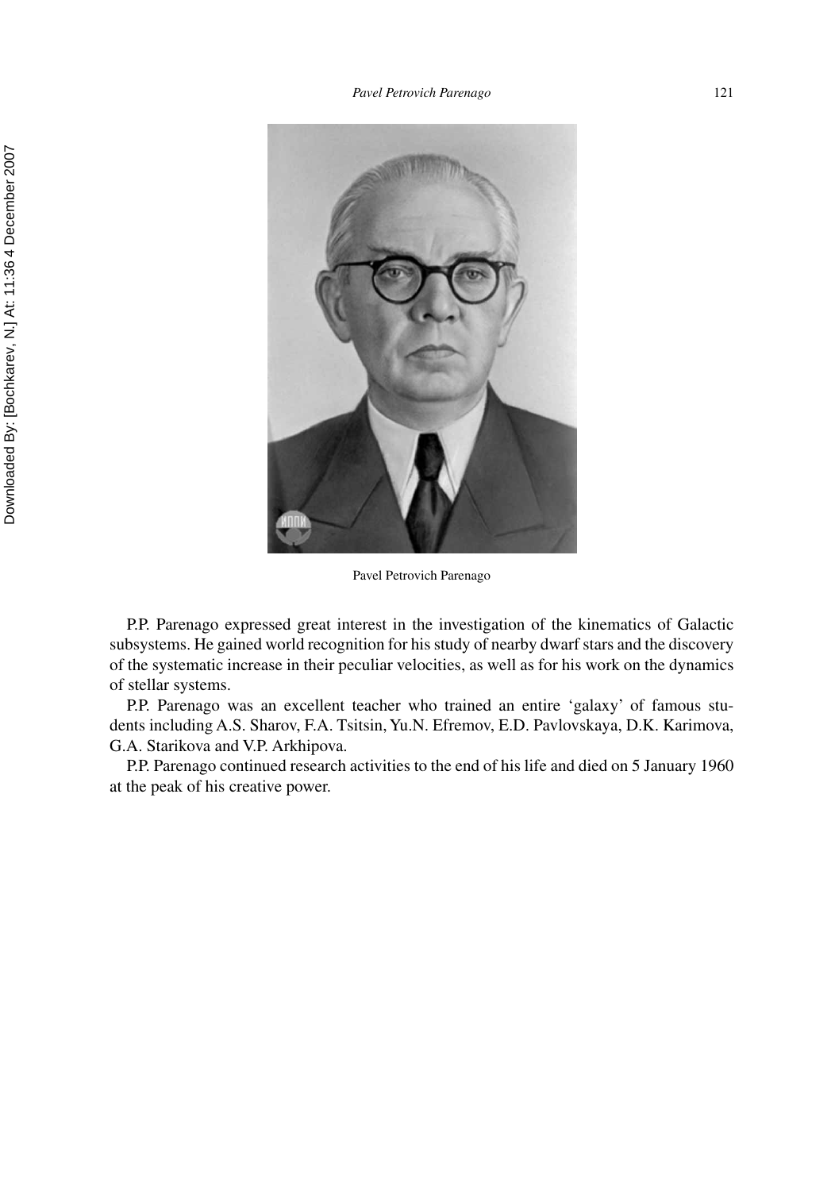Pavel Petrovich Parenago

P.P. Parenago expressed great interest in the investigation of the kinematics of Galactic subsystems. He gained world recognition for his study of nearby dwarf stars and the discovery of the systematic increase in their peculiar velocities, as well as for his work on the dynamics of stellar systems.

P.P. Parenago was an excellent teacher who trained an entire 'galaxy' of famous students including A.S. Sharov, F.A. Tsitsin, Yu.N. Efremov, E.D. Pavlovskaya, D.K. Karimova, G.A. Starikova and V.P. Arkhipova.

P.P. Parenago continued research activities to the end of his life and died on 5 January 1960 at the peak of his creative power.